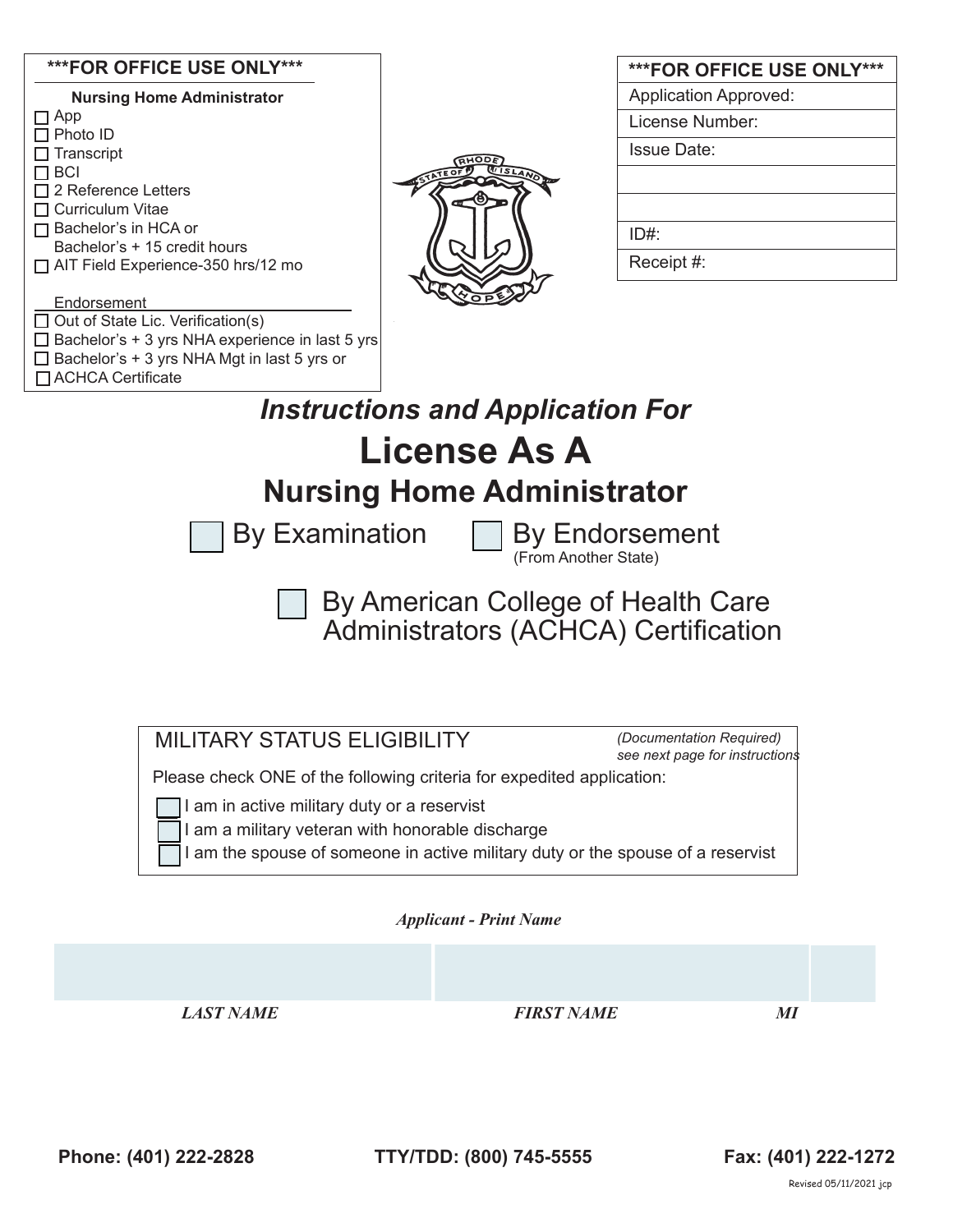**\*\*\*FOR OFFICE USE ONLY\*\*\***

**Nursing Home Administrator**

- ☐ App
- ☐ Photo ID
- ☐ Transcript
- ☐ BCI
- ☐ 2 Reference Letters
- ☐ Curriculum Vitae
- ☐ Bachelor's in HCA or Bachelor's + 15 credit hours
- ☐ AIT Field Experience-350 hrs/12 mo

Endorsement

- ☐ Out of State Lic. Verification(s)
- ☐ Bachelor's + 3 yrs NHA experience in last 5 yrs
- ☐ Bachelor's + 3 yrs NHA Mgt in last 5 yrs or
- ☐ ACHCA Certificate

| \*\*\*FOR OFFICE USE ONLY\*\*\* |
|---|
| Application Approved: |
| License Number: |
| Issue Date: |
| |
| |
| ID#: |
| Receipt #: |

*Instructions and Application For*

# License As A
## Nursing Home Administrator

☐ By Examination ☐ By Endorsement (From Another State)

☐ By American College of Health Care Administrators (ACHCA) Certification

**MILITARY STATUS ELIGIBILITY** *(Documentation Required) see next page for instructions*

Please check ONE of the following criteria for expedited application:

- ☐ I am in active military duty or a reservist
- ☐ I am a military veteran with honorable discharge
- ☐ I am the spouse of someone in active military duty or the spouse of a reservist

***Applicant - Print Name***

| | | |
|---|---|---|
| ***LAST NAME*** | ***FIRST NAME*** | ***MI*** |

**Phone: (401) 222-2828** **TTY/TDD: (800) 745-5555** **Fax: (401) 222-1272**

Revised 05/11/2021 jcp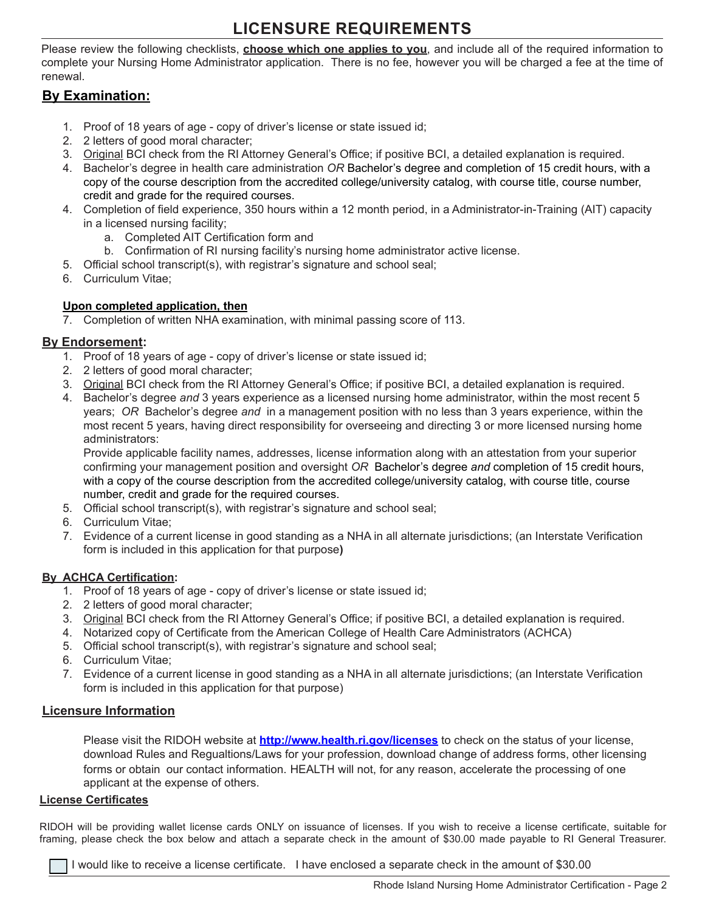# LICENSURE REQUIREMENTS

Please review the following checklists, **choose which one applies to you**, and include all of the required information to complete your Nursing Home Administrator application. There is no fee, however you will be charged a fee at the time of renewal.

## By Examination:

1. Proof of 18 years of age - copy of driver's license or state issued id;
2. 2 letters of good moral character;
3. Original BCI check from the RI Attorney General's Office; if positive BCI, a detailed explanation is required.
4. Bachelor's degree in health care administration *OR* Bachelor's degree and completion of 15 credit hours, with a copy of the course description from the accredited college/university catalog, with course title, course number, credit and grade for the required courses.
4. Completion of field experience, 350 hours within a 12 month period, in a Administrator-in-Training (AIT) capacity in a licensed nursing facility;
   a. Completed AIT Certification form and
   b. Confirmation of RI nursing facility's nursing home administrator active license.
5. Official school transcript(s), with registrar's signature and school seal;
6. Curriculum Vitae;

**Upon completed application, then**

7. Completion of written NHA examination, with minimal passing score of 113.

## By Endorsement:

1. Proof of 18 years of age - copy of driver's license or state issued id;
2. 2 letters of good moral character;
3. Original BCI check from the RI Attorney General's Office; if positive BCI, a detailed explanation is required.
4. Bachelor's degree *and* 3 years experience as a licensed nursing home administrator, within the most recent 5 years; *OR* Bachelor's degree *and* in a management position with no less than 3 years experience, within the most recent 5 years, having direct responsibility for overseeing and directing 3 or more licensed nursing home administrators:
   Provide applicable facility names, addresses, license information along with an attestation from your superior confirming your management position and oversight *OR* Bachelor's degree *and* completion of 15 credit hours, with a copy of the course description from the accredited college/university catalog, with course title, course number, credit and grade for the required courses.
5. Official school transcript(s), with registrar's signature and school seal;
6. Curriculum Vitae;
7. Evidence of a current license in good standing as a NHA in all alternate jurisdictions; (an Interstate Verification form is included in this application for that purpose)

## By ACHCA Certification:

1. Proof of 18 years of age - copy of driver's license or state issued id;
2. 2 letters of good moral character;
3. Original BCI check from the RI Attorney General's Office; if positive BCI, a detailed explanation is required.
4. Notarized copy of Certificate from the American College of Health Care Administrators (ACHCA)
5. Official school transcript(s), with registrar's signature and school seal;
6. Curriculum Vitae;
7. Evidence of a current license in good standing as a NHA in all alternate jurisdictions; (an Interstate Verification form is included in this application for that purpose)

## Licensure Information

Please visit the RIDOH website at **http://www.health.ri.gov/licenses** to check on the status of your license, download Rules and Regualtions/Laws for your profession, download change of address forms, other licensing forms or obtain our contact information. HEALTH will not, for any reason, accelerate the processing of one applicant at the expense of others.

### License Certificates

RIDOH will be providing wallet license cards ONLY on issuance of licenses. If you wish to receive a license certificate, suitable for framing, please check the box below and attach a separate check in the amount of $30.00 made payable to RI General Treasurer.

☐ I would like to receive a license certificate. I have enclosed a separate check in the amount of $30.00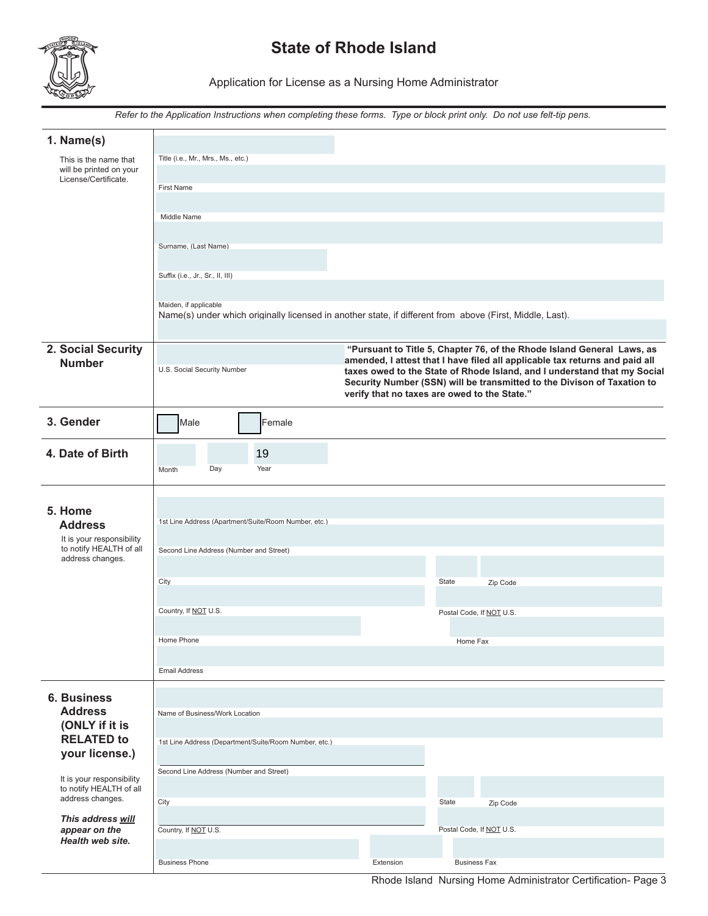# State of Rhode Island

Application for License as a Nursing Home Administrator

*Refer to the Application Instructions when completing these forms. Type or block print only. Do not use felt-tip pens.*

## 1. Name(s)

This is the name that will be printed on your License/Certificate.

Title (i.e., Mr., Mrs., Ms., etc.)

First Name

Middle Name

Surname, (Last Name)

Suffix (i.e., Jr., Sr., II, III)

Maiden, if applicable

Name(s) under which originally licensed in another state, if different from above (First, Middle, Last).

## 2. Social Security Number

U.S. Social Security Number

**"Pursuant to Title 5, Chapter 76, of the Rhode Island General Laws, as amended, I attest that I have filed all applicable tax returns and paid all taxes owed to the State of Rhode Island, and I understand that my Social Security Number (SSN) will be transmitted to the Divison of Taxation to verify that no taxes are owed to the State."**

## 3. Gender

☐ Male ☐ Female

## 4. Date of Birth

Month Day Year 19

## 5. Home Address

It is your responsibility to notify HEALTH of all address changes.

1st Line Address (Apartment/Suite/Room Number, etc.)

Second Line Address (Number and Street)

City State Zip Code

Country, If NOT U.S. Postal Code, If NOT U.S.

Home Phone Home Fax

Email Address

## 6. Business Address (ONLY if it is RELATED to your license.)

It is your responsibility to notify HEALTH of all address changes.

***This address will appear on the Health web site.***

Name of Business/Work Location

1st Line Address (Department/Suite/Room Number, etc.)

Second Line Address (Number and Street)

City State Zip Code

Country, If NOT U.S. Postal Code, If NOT U.S.

Business Phone Extension Business Fax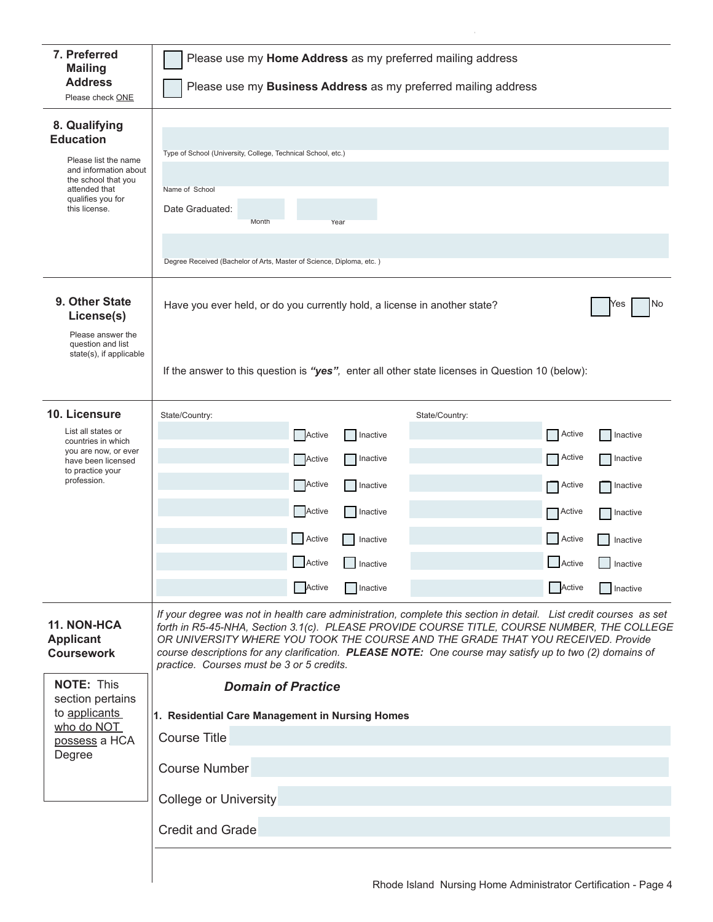## 7. Preferred Mailing Address

Please check ONE

☐ Please use my **Home Address** as my preferred mailing address

☐ Please use my **Business Address** as my preferred mailing address

## 8. Qualifying Education

Please list the name and information about the school that you attended that qualifies you for this license.

Type of School (University, College, Technical School, etc.)

Name of School

Date Graduated: Month Year

Degree Received (Bachelor of Arts, Master of Science, Diploma, etc. )

## 9. Other State License(s)

Please answer the question and list state(s), if applicable

Have you ever held, or do you currently hold, a license in another state? ☐ Yes ☐ No

If the answer to this question is ***"yes"***, enter all other state licenses in Question 10 (below):

## 10. Licensure

List all states or countries in which you are now, or ever have been licensed to practice your profession.

| State/Country: | | | State/Country: | | |
|---|---|---|---|---|---|
| | ☐ Active | ☐ Inactive | | ☐ Active | ☐ Inactive |
| | ☐ Active | ☐ Inactive | | ☐ Active | ☐ Inactive |
| | ☐ Active | ☐ Inactive | | ☐ Active | ☐ Inactive |
| | ☐ Active | ☐ Inactive | | ☐ Active | ☐ Inactive |
| | ☐ Active | ☐ Inactive | | ☐ Active | ☐ Inactive |
| | ☐ Active | ☐ Inactive | | ☐ Active | ☐ Inactive |
| | ☐ Active | ☐ Inactive | | ☐ Active | ☐ Inactive |

## 11. NON-HCA Applicant Coursework

**NOTE:** This section pertains to applicants who do NOT possess a HCA Degree

*If your degree was not in health care administration, complete this section in detail. List credit courses as set forth in R5-45-NHA, Section 3.1(c). PLEASE PROVIDE COURSE TITLE, COURSE NUMBER, THE COLLEGE OR UNIVERSITY WHERE YOU TOOK THE COURSE AND THE GRADE THAT YOU RECEIVED. Provide course descriptions for any clarification.* ***PLEASE NOTE:*** *One course may satisfy up to two (2) domains of practice. Courses must be 3 or 5 credits.*

***Domain of Practice***

**1. Residential Care Management in Nursing Homes**

Course Title

Course Number

College or University

Credit and Grade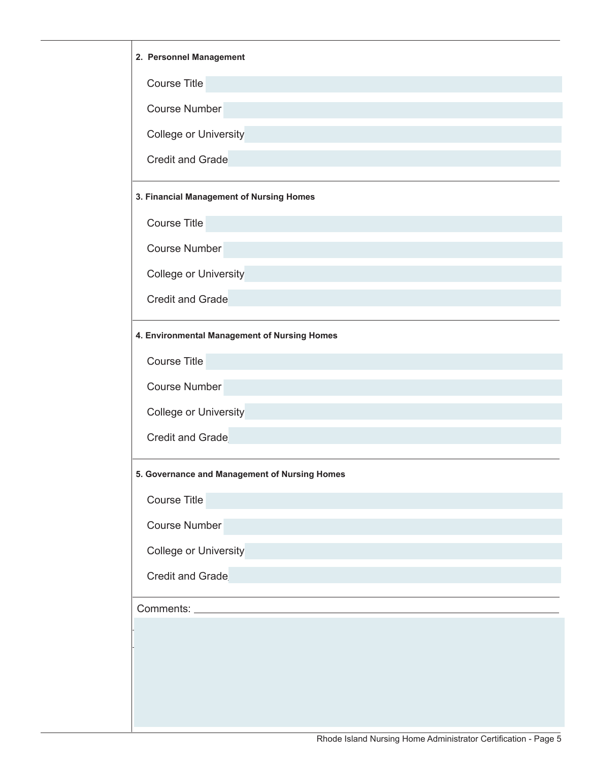**2. Personnel Management**

Course Title

Course Number

College or University

Credit and Grade

**3. Financial Management of Nursing Homes**

Course Title

Course Number

College or University

Credit and Grade

**4. Environmental Management of Nursing Homes**

Course Title

Course Number

College or University

Credit and Grade

**5. Governance and Management of Nursing Homes**

Course Title

Course Number

College or University

Credit and Grade

Comments: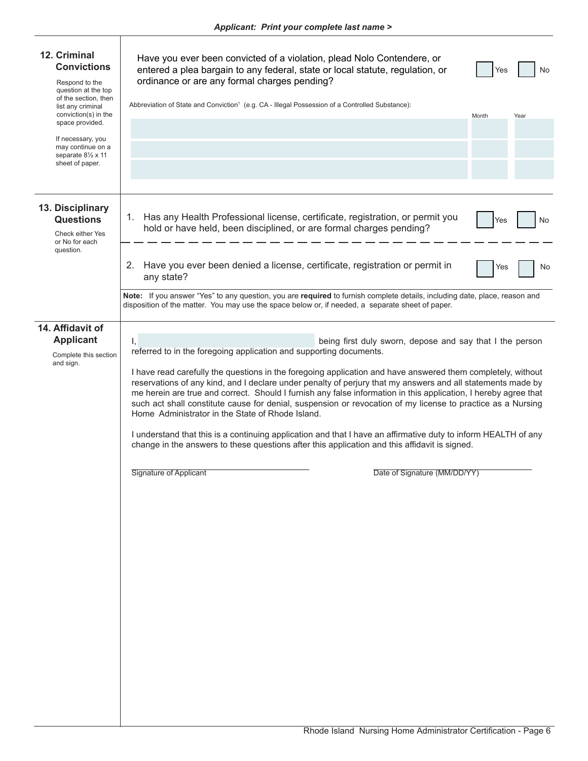Applicant: Print your complete last name >

## 12. Criminal Convictions

Respond to the question at the top of the section, then list any criminal conviction(s) in the space provided.

If necessary, you may continue on a separate 8½ x 11 sheet of paper.

Have you ever been convicted of a violation, plead Nolo Contendere, or entered a plea bargain to any federal, state or local statute, regulation, or ordinance or are any formal charges pending?

☐ Yes ☐ No

Abbreviation of State and Conviction[1] (e.g. CA - Illegal Possession of a Controlled Substance):

| Abbreviation of State and Conviction | Month | Year |
|---|---|---|
| | | |
| | | |
| | | |

## 13. Disciplinary Questions

Check either Yes or No for each question.

1. Has any Health Professional license, certificate, registration, or permit you hold or have held, been disciplined, or are formal charges pending?

☐ Yes ☐ No

2. Have you ever been denied a license, certificate, registration or permit in any state?

☐ Yes ☐ No

**Note:** If you answer "Yes" to any question, you are **required** to furnish complete details, including date, place, reason and disposition of the matter. You may use the space below or, if needed, a separate sheet of paper.

## 14. Affidavit of Applicant

Complete this section and sign.

I, ______________________________, being first duly sworn, depose and say that I the person referred to in the foregoing application and supporting documents.

I have read carefully the questions in the foregoing application and have answered them completely, without reservations of any kind, and I declare under penalty of perjury that my answers and all statements made by me herein are true and correct. Should I furnish any false information in this application, I hereby agree that such act shall constitute cause for denial, suspension or revocation of my license to practice as a Nursing Home Administrator in the State of Rhode Island.

I understand that this is a continuing application and that I have an affirmative duty to inform HEALTH of any change in the answers to these questions after this application and this affidavit is signed.

______________________________ Signature of Applicant

______________________________ Date of Signature (MM/DD/YY)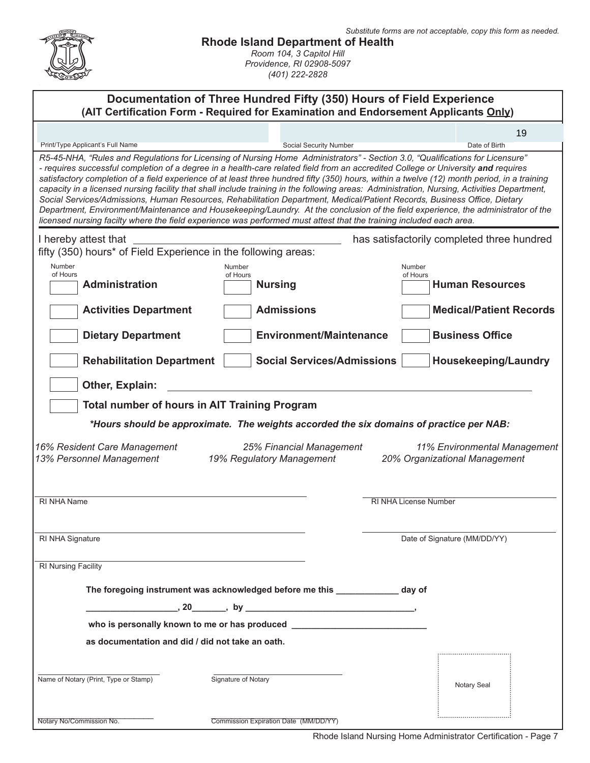*Substitute forms are not acceptable, copy this form as needed.*

**Rhode Island Department of Health**

*Room 104, 3 Capitol Hill*
*Providence, RI 02908-5097*
*(401) 222-2828*

## Documentation of Three Hundred Fifty (350) Hours of Field Experience
### (AIT Certification Form - Required for Examination and Endorsement Applicants Only)

| Print/Type Applicant's Full Name | Social Security Number | Date of Birth |
|---|---|---|
| | | 19 |

*R5-45-NHA, "Rules and Regulations for Licensing of Nursing Home Administrators" - Section 3.0, "Qualifications for Licensure" - requires successful completion of a degree in a health-care related field from an accredited College or University* ***and*** *requires satisfactory completion of a field experience of at least three hundred fifty (350) hours, within a twelve (12) month period, in a training capacity in a licensed nursing facility that shall include training in the following areas: Administration, Nursing, Activities Department, Social Services/Admissions, Human Resources, Rehabilitation Department, Medical/Patient Records, Business Office, Dietary Department, Environment/Maintenance and Housekeeping/Laundry. At the conclusion of the field experience, the administrator of the licensed nursing facilty where the field experience was performed must attest that the training included each area.*

I hereby attest that ______________________________ has satisfactorily completed three hundred fifty (350) hours* of Field Experience in the following areas:

| Number of Hours | Area | Number of Hours | Area | Number of Hours | Area |
|---|---|---|---|---|---|
| | **Administration** | | **Nursing** | | **Human Resources** |
| | **Activities Department** | | **Admissions** | | **Medical/Patient Records** |
| | **Dietary Department** | | **Environment/Maintenance** | | **Business Office** |
| | **Rehabilitation Department** | | **Social Services/Admissions** | | **Housekeeping/Laundry** |

☐ **Other, Explain:** ______________________________

☐ **Total number of hours in AIT Training Program**

***Hours should be approximate. The weights accorded the six domains of practice per NAB:***

*16% Resident Care Management* | *25% Financial Management* | *11% Environmental Management*
*13% Personnel Management* | *19% Regulatory Management* | *20% Organizational Management*

______________________________ RI NHA Name

______________________________ RI NHA License Number

______________________________ RI NHA Signature

______________________________ Date of Signature (MM/DD/YY)

______________________________ RI Nursing Facility

**The foregoing instrument was acknowledged before me this ____________ day of**

**__________________, 20_______, by _________________________________,**

**who is personally known to me or has produced ___________________________**

**as documentation and did / did not take an oath.**

______________________________ Name of Notary (Print, Type or Stamp)

______________________________ Signature of Notary

Notary Seal

______________________________ Notary No/Commission No.

______________________________ Commission Expiration Date (MM/DD/YY)

Rhode Island Nursing Home Administrator Certification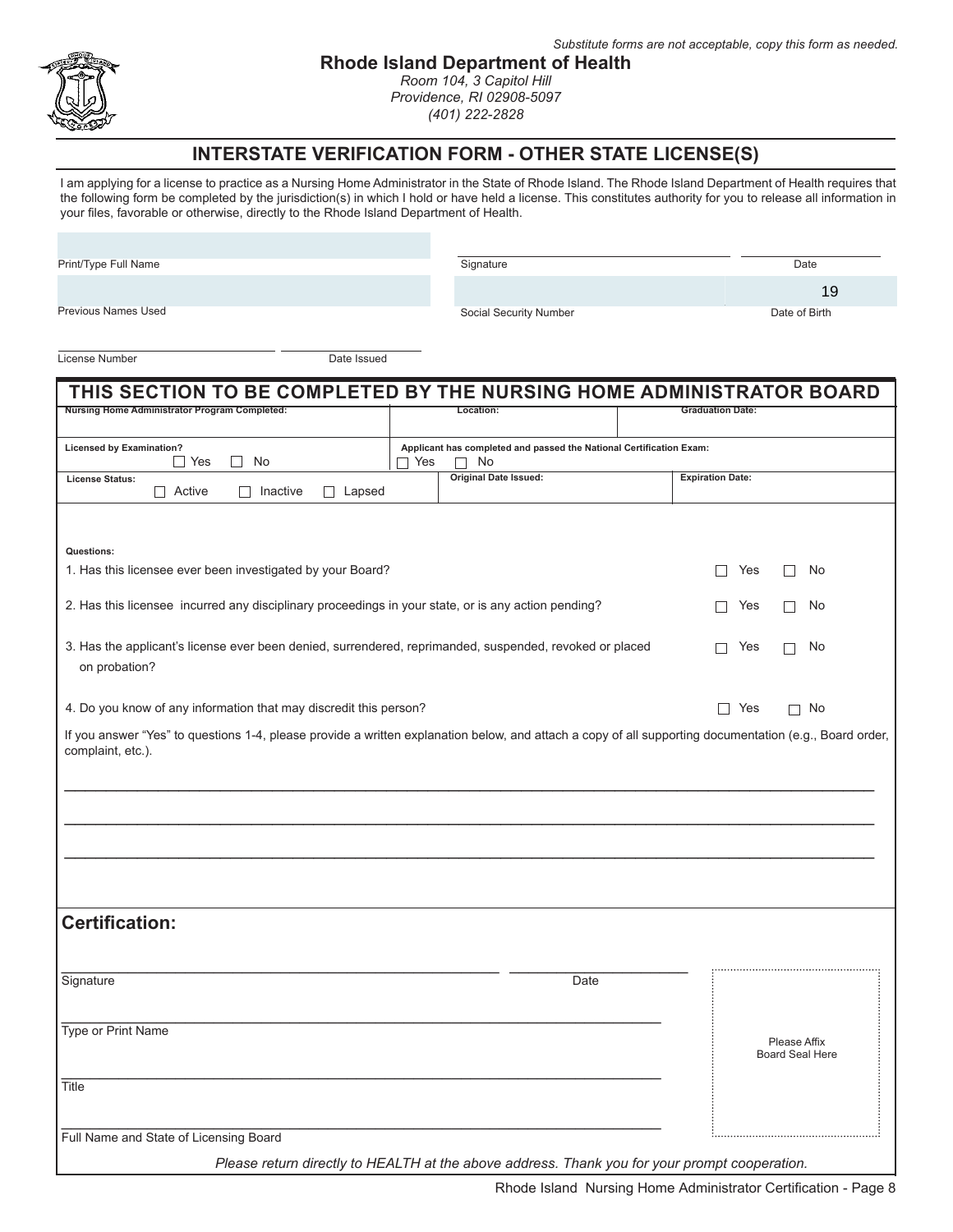*Substitute forms are not acceptable, copy this form as needed.*

**Rhode Island Department of Health**
*Room 104, 3 Capitol Hill*
*Providence, RI 02908-5097*
*(401) 222-2828*

## INTERSTATE VERIFICATION FORM - OTHER STATE LICENSE(S)

I am applying for a license to practice as a Nursing Home Administrator in the State of Rhode Island. The Rhode Island Department of Health requires that the following form be completed by the jurisdiction(s) in which I hold or have held a license. This constitutes authority for you to release all information in your files, favorable or otherwise, directly to the Rhode Island Department of Health.

Print/Type Full Name ____________________ Signature ____________________ Date ____________

Previous Names Used ____________________ Social Security Number ____________________ Date of Birth ______ 19 ___

License Number ____________________ Date Issued ____________

## THIS SECTION TO BE COMPLETED BY THE NURSING HOME ADMINISTRATOR BOARD

| Nursing Home Administrator Program Completed: | Location: | Graduation Date: |
|---|---|---|
| **Licensed by Examination?** ☐ Yes ☐ No | **Applicant has completed and passed the National Certification Exam:** ☐ Yes ☐ No | |
| **License Status:** ☐ Active ☐ Inactive ☐ Lapsed | **Original Date Issued:** | **Expiration Date:** |

**Questions:**

1. Has this licensee ever been investigated by your Board? ☐ Yes ☐ No
2. Has this licensee incurred any disciplinary proceedings in your state, or is any action pending? ☐ Yes ☐ No
3. Has the applicant's license ever been denied, surrendered, reprimanded, suspended, revoked or placed on probation? ☐ Yes ☐ No
4. Do you know of any information that may discredit this person? ☐ Yes ☐ No

If you answer "Yes" to questions 1-4, please provide a written explanation below, and attach a copy of all supporting documentation (e.g., Board order, complaint, etc.).

______________________________________________________________________________

______________________________________________________________________________

______________________________________________________________________________

## Certification:

Signature ____________________________ Date ____________

Type or Print Name ____________________________

Title ____________________________

Full Name and State of Licensing Board ____________________________

Please Affix Board Seal Here

*Please return directly to HEALTH at the above address. Thank you for your prompt cooperation.*